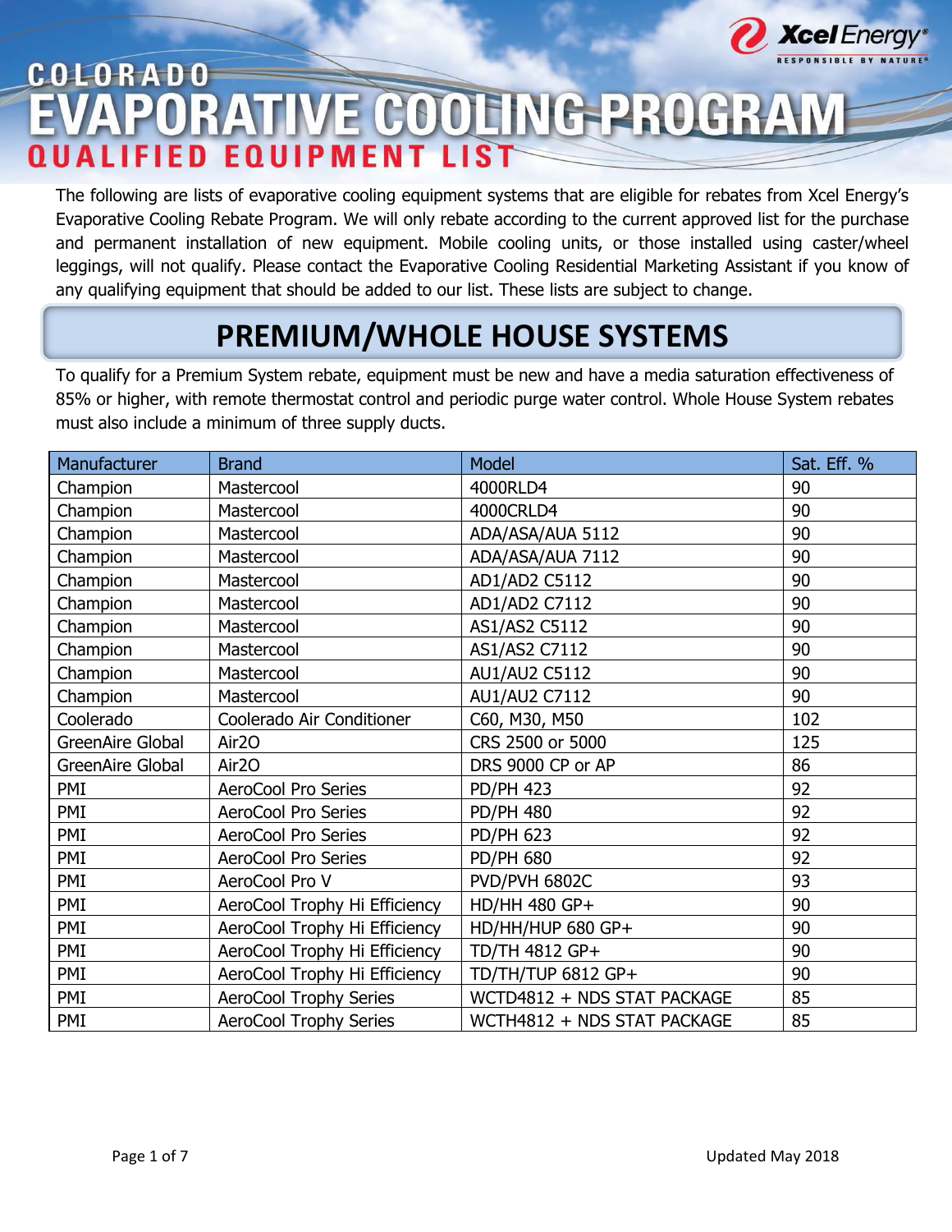# COLORADO EVAPORATIVE COOLING PROGRAM

## QUALIFIED EQUIPMENT LIST

The following are lists of evaporative cooling equipment systems that are eligible for rebates from Xcel Energy's Evaporative Cooling Rebate Program. We will only rebate according to the current approved list for the purchase and permanent installation of new equipment. Mobile cooling units, or those installed using caster/wheel leggings, will not qualify. Please contact the Evaporative Cooling Residential Marketing Assistant if you know of any qualifying equipment that should be added to our list. These lists are subject to change.

## PREMIUM/WHOLE HOUSE SYSTEMS

To qualify for a Premium System rebate, equipment must be new and have a media saturation effectiveness of 85% or higher, with remote thermostat control and periodic purge water control. Whole House System rebates must also include a minimum of three supply ducts.

| Manufacturer | Brand | Model | Sat. Eff. % |
|---|---|---|---|
| Champion | Mastercool | 4000RLD4 | 90 |
| Champion | Mastercool | 4000CRLD4 | 90 |
| Champion | Mastercool | ADA/ASA/AUA 5112 | 90 |
| Champion | Mastercool | ADA/ASA/AUA 7112 | 90 |
| Champion | Mastercool | AD1/AD2 C5112 | 90 |
| Champion | Mastercool | AD1/AD2 C7112 | 90 |
| Champion | Mastercool | AS1/AS2 C5112 | 90 |
| Champion | Mastercool | AS1/AS2 C7112 | 90 |
| Champion | Mastercool | AU1/AU2 C5112 | 90 |
| Champion | Mastercool | AU1/AU2 C7112 | 90 |
| Coolerado | Coolerado Air Conditioner | C60, M30, M50 | 102 |
| GreenAire Global | Air2O | CRS 2500 or 5000 | 125 |
| GreenAire Global | Air2O | DRS 9000 CP or AP | 86 |
| PMI | AeroCool Pro Series | PD/PH 423 | 92 |
| PMI | AeroCool Pro Series | PD/PH 480 | 92 |
| PMI | AeroCool Pro Series | PD/PH 623 | 92 |
| PMI | AeroCool Pro Series | PD/PH 680 | 92 |
| PMI | AeroCool Pro V | PVD/PVH 6802C | 93 |
| PMI | AeroCool Trophy Hi Efficiency | HD/HH 480 GP+ | 90 |
| PMI | AeroCool Trophy Hi Efficiency | HD/HH/HUP 680 GP+ | 90 |
| PMI | AeroCool Trophy Hi Efficiency | TD/TH 4812 GP+ | 90 |
| PMI | AeroCool Trophy Hi Efficiency | TD/TH/TUP 6812 GP+ | 90 |
| PMI | AeroCool Trophy Series | WCTD4812 + NDS STAT PACKAGE | 85 |
| PMI | AeroCool Trophy Series | WCTH4812 + NDS STAT PACKAGE | 85 |

Updated May 2018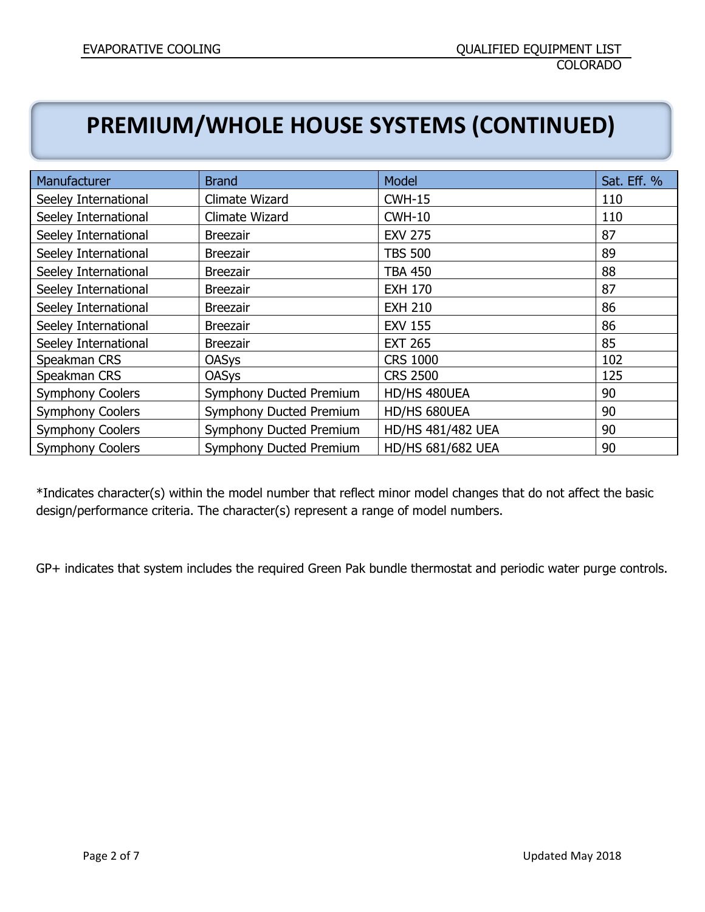# PREMIUM/WHOLE HOUSE SYSTEMS (CONTINUED)

| Manufacturer | Brand | Model | Sat. Eff. % |
|---|---|---|---|
| Seeley International | Climate Wizard | CWH-15 | 110 |
| Seeley International | Climate Wizard | CWH-10 | 110 |
| Seeley International | Breezair | EXV 275 | 87 |
| Seeley International | Breezair | TBS 500 | 89 |
| Seeley International | Breezair | TBA 450 | 88 |
| Seeley International | Breezair | EXH 170 | 87 |
| Seeley International | Breezair | EXH 210 | 86 |
| Seeley International | Breezair | EXV 155 | 86 |
| Seeley International | Breezair | EXT 265 | 85 |
| Speakman CRS | OASys | CRS 1000 | 102 |
| Speakman CRS | OASys | CRS 2500 | 125 |
| Symphony Coolers | Symphony Ducted Premium | HD/HS 480UEA | 90 |
| Symphony Coolers | Symphony Ducted Premium | HD/HS 680UEA | 90 |
| Symphony Coolers | Symphony Ducted Premium | HD/HS 481/482 UEA | 90 |
| Symphony Coolers | Symphony Ducted Premium | HD/HS 681/682 UEA | 90 |

*Indicates character(s) within the model number that reflect minor model changes that do not affect the basic design/performance criteria. The character(s) represent a range of model numbers.

GP+ indicates that system includes the required Green Pak bundle thermostat and periodic water purge controls.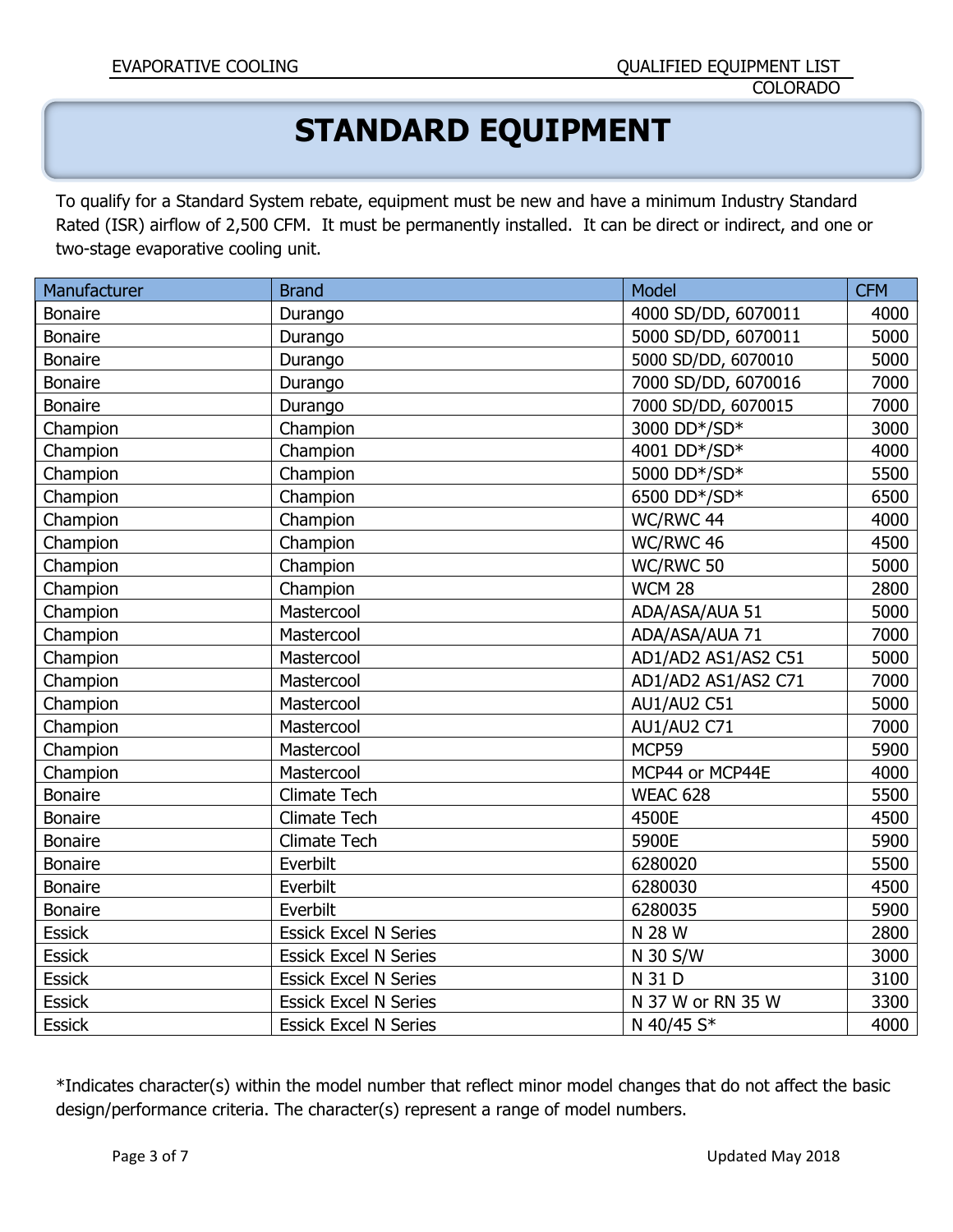# STANDARD EQUIPMENT

To qualify for a Standard System rebate, equipment must be new and have a minimum Industry Standard Rated (ISR) airflow of 2,500 CFM. It must be permanently installed. It can be direct or indirect, and one or two-stage evaporative cooling unit.

| Manufacturer | Brand | Model | CFM |
|---|---|---|---|
| Bonaire | Durango | 4000 SD/DD, 6070011 | 4000 |
| Bonaire | Durango | 5000 SD/DD, 6070011 | 5000 |
| Bonaire | Durango | 5000 SD/DD, 6070010 | 5000 |
| Bonaire | Durango | 7000 SD/DD, 6070016 | 7000 |
| Bonaire | Durango | 7000 SD/DD, 6070015 | 7000 |
| Champion | Champion | 3000 DD*/SD* | 3000 |
| Champion | Champion | 4001 DD*/SD* | 4000 |
| Champion | Champion | 5000 DD*/SD* | 5500 |
| Champion | Champion | 6500 DD*/SD* | 6500 |
| Champion | Champion | WC/RWC 44 | 4000 |
| Champion | Champion | WC/RWC 46 | 4500 |
| Champion | Champion | WC/RWC 50 | 5000 |
| Champion | Champion | WCM 28 | 2800 |
| Champion | Mastercool | ADA/ASA/AUA 51 | 5000 |
| Champion | Mastercool | ADA/ASA/AUA 71 | 7000 |
| Champion | Mastercool | AD1/AD2 AS1/AS2 C51 | 5000 |
| Champion | Mastercool | AD1/AD2 AS1/AS2 C71 | 7000 |
| Champion | Mastercool | AU1/AU2 C51 | 5000 |
| Champion | Mastercool | AU1/AU2 C71 | 7000 |
| Champion | Mastercool | MCP59 | 5900 |
| Champion | Mastercool | MCP44 or MCP44E | 4000 |
| Bonaire | Climate Tech | WEAC 628 | 5500 |
| Bonaire | Climate Tech | 4500E | 4500 |
| Bonaire | Climate Tech | 5900E | 5900 |
| Bonaire | Everbilt | 6280020 | 5500 |
| Bonaire | Everbilt | 6280030 | 4500 |
| Bonaire | Everbilt | 6280035 | 5900 |
| Essick | Essick Excel N Series | N 28 W | 2800 |
| Essick | Essick Excel N Series | N 30 S/W | 3000 |
| Essick | Essick Excel N Series | N 31 D | 3100 |
| Essick | Essick Excel N Series | N 37 W or RN 35 W | 3300 |
| Essick | Essick Excel N Series | N 40/45 S* | 4000 |

*Indicates character(s) within the model number that reflect minor model changes that do not affect the basic design/performance criteria. The character(s) represent a range of model numbers.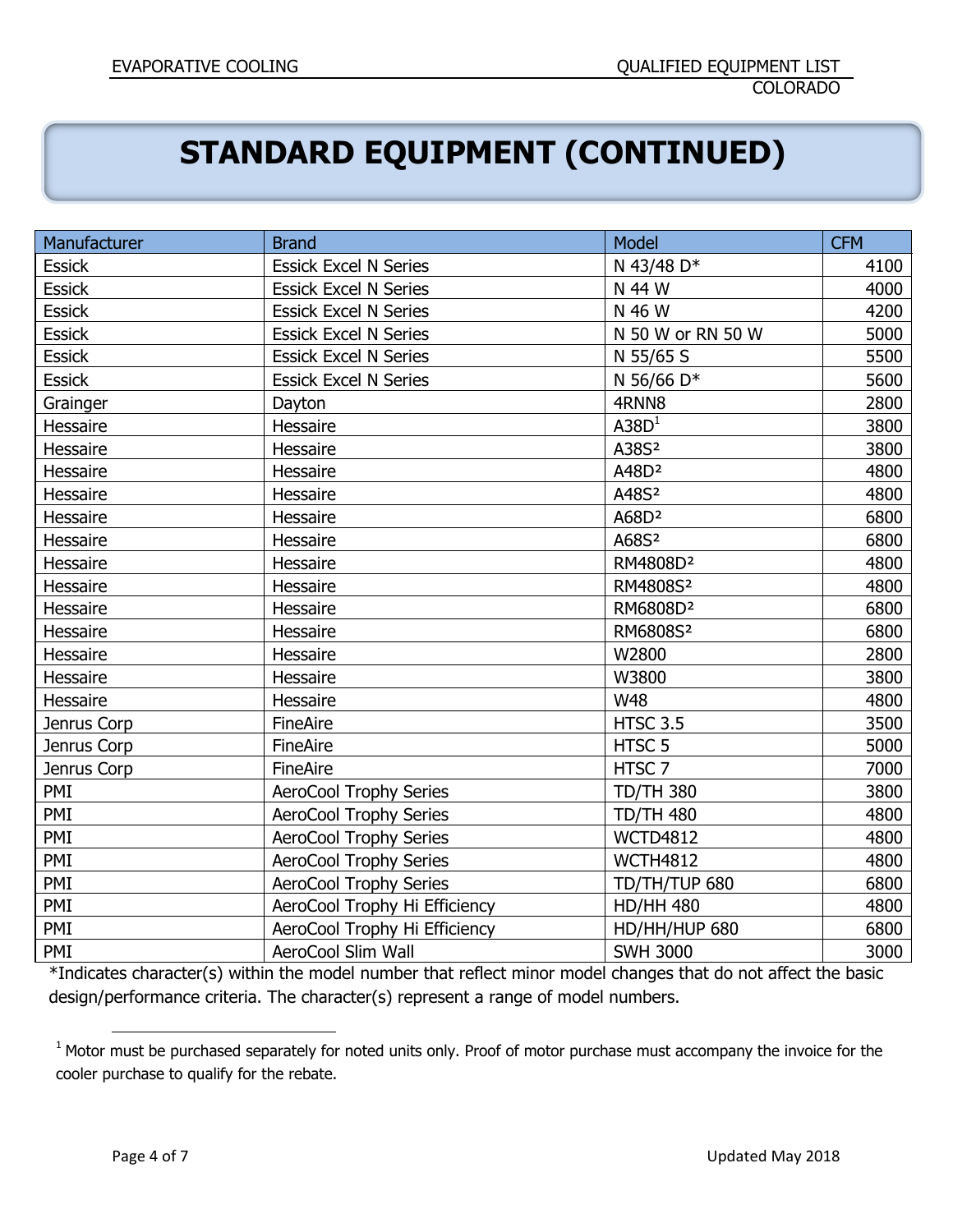# STANDARD EQUIPMENT (CONTINUED)

| Manufacturer | Brand | Model | CFM |
|---|---|---|---|
| Essick | Essick Excel N Series | N 43/48 D* | 4100 |
| Essick | Essick Excel N Series | N 44 W | 4000 |
| Essick | Essick Excel N Series | N 46 W | 4200 |
| Essick | Essick Excel N Series | N 50 W or RN 50 W | 5000 |
| Essick | Essick Excel N Series | N 55/65 S | 5500 |
| Essick | Essick Excel N Series | N 56/66 D* | 5600 |
| Grainger | Dayton | 4RNN8 | 2800 |
| Hessaire | Hessaire | A38D[1] | 3800 |
| Hessaire | Hessaire | A38S[2] | 3800 |
| Hessaire | Hessaire | A48D[2] | 4800 |
| Hessaire | Hessaire | A48S[2] | 4800 |
| Hessaire | Hessaire | A68D[2] | 6800 |
| Hessaire | Hessaire | A68S[2] | 6800 |
| Hessaire | Hessaire | RM4808D[2] | 4800 |
| Hessaire | Hessaire | RM4808S[2] | 4800 |
| Hessaire | Hessaire | RM6808D[2] | 6800 |
| Hessaire | Hessaire | RM6808S[2] | 6800 |
| Hessaire | Hessaire | W2800 | 2800 |
| Hessaire | Hessaire | W3800 | 3800 |
| Hessaire | Hessaire | W48 | 4800 |
| Jenrus Corp | FineAire | HTSC 3.5 | 3500 |
| Jenrus Corp | FineAire | HTSC 5 | 5000 |
| Jenrus Corp | FineAire | HTSC 7 | 7000 |
| PMI | AeroCool Trophy Series | TD/TH 380 | 3800 |
| PMI | AeroCool Trophy Series | TD/TH 480 | 4800 |
| PMI | AeroCool Trophy Series | WCTD4812 | 4800 |
| PMI | AeroCool Trophy Series | WCTH4812 | 4800 |
| PMI | AeroCool Trophy Series | TD/TH/TUP 680 | 6800 |
| PMI | AeroCool Trophy Hi Efficiency | HD/HH 480 | 4800 |
| PMI | AeroCool Trophy Hi Efficiency | HD/HH/HUP 680 | 6800 |
| PMI | AeroCool Slim Wall | SWH 3000 | 3000 |

*Indicates character(s) within the model number that reflect minor model changes that do not affect the basic design/performance criteria. The character(s) represent a range of model numbers.

[1] Motor must be purchased separately for noted units only. Proof of motor purchase must accompany the invoice for the cooler purchase to qualify for the rebate.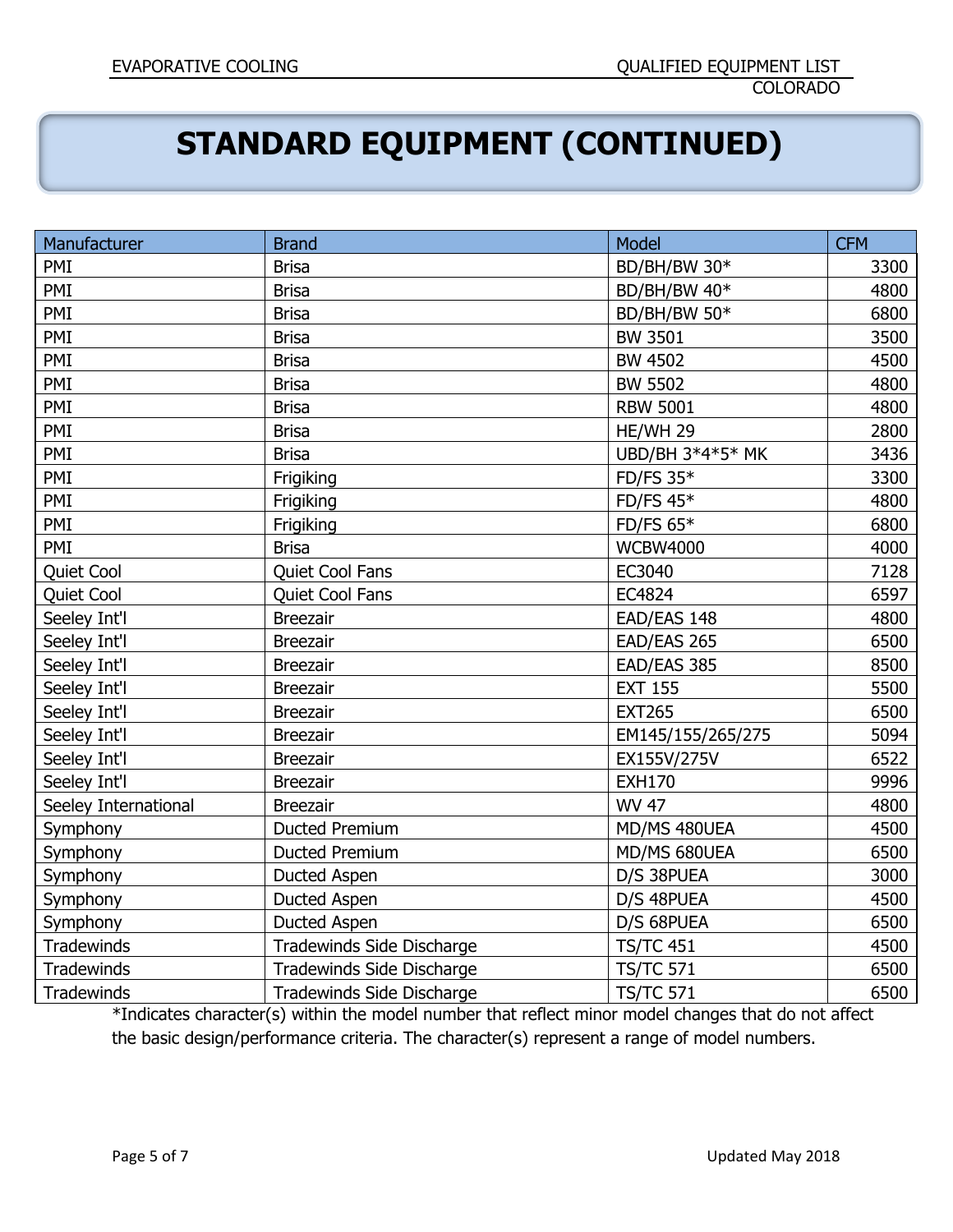# STANDARD EQUIPMENT (CONTINUED)

| Manufacturer | Brand | Model | CFM |
|---|---|---|---|
| PMI | Brisa | BD/BH/BW 30* | 3300 |
| PMI | Brisa | BD/BH/BW 40* | 4800 |
| PMI | Brisa | BD/BH/BW 50* | 6800 |
| PMI | Brisa | BW 3501 | 3500 |
| PMI | Brisa | BW 4502 | 4500 |
| PMI | Brisa | BW 5502 | 4800 |
| PMI | Brisa | RBW 5001 | 4800 |
| PMI | Brisa | HE/WH 29 | 2800 |
| PMI | Brisa | UBD/BH 3*4*5* MK | 3436 |
| PMI | Frigiking | FD/FS 35* | 3300 |
| PMI | Frigiking | FD/FS 45* | 4800 |
| PMI | Frigiking | FD/FS 65* | 6800 |
| PMI | Brisa | WCBW4000 | 4000 |
| Quiet Cool | Quiet Cool Fans | EC3040 | 7128 |
| Quiet Cool | Quiet Cool Fans | EC4824 | 6597 |
| Seeley Int'l | Breezair | EAD/EAS 148 | 4800 |
| Seeley Int'l | Breezair | EAD/EAS 265 | 6500 |
| Seeley Int'l | Breezair | EAD/EAS 385 | 8500 |
| Seeley Int'l | Breezair | EXT 155 | 5500 |
| Seeley Int'l | Breezair | EXT265 | 6500 |
| Seeley Int'l | Breezair | EM145/155/265/275 | 5094 |
| Seeley Int'l | Breezair | EX155V/275V | 6522 |
| Seeley Int'l | Breezair | EXH170 | 9996 |
| Seeley International | Breezair | WV 47 | 4800 |
| Symphony | Ducted Premium | MD/MS 480UEA | 4500 |
| Symphony | Ducted Premium | MD/MS 680UEA | 6500 |
| Symphony | Ducted Aspen | D/S 38PUEA | 3000 |
| Symphony | Ducted Aspen | D/S 48PUEA | 4500 |
| Symphony | Ducted Aspen | D/S 68PUEA | 6500 |
| Tradewinds | Tradewinds Side Discharge | TS/TC 451 | 4500 |
| Tradewinds | Tradewinds Side Discharge | TS/TC 571 | 6500 |
| Tradewinds | Tradewinds Side Discharge | TS/TC 571 | 6500 |

*Indicates character(s) within the model number that reflect minor model changes that do not affect the basic design/performance criteria. The character(s) represent a range of model numbers.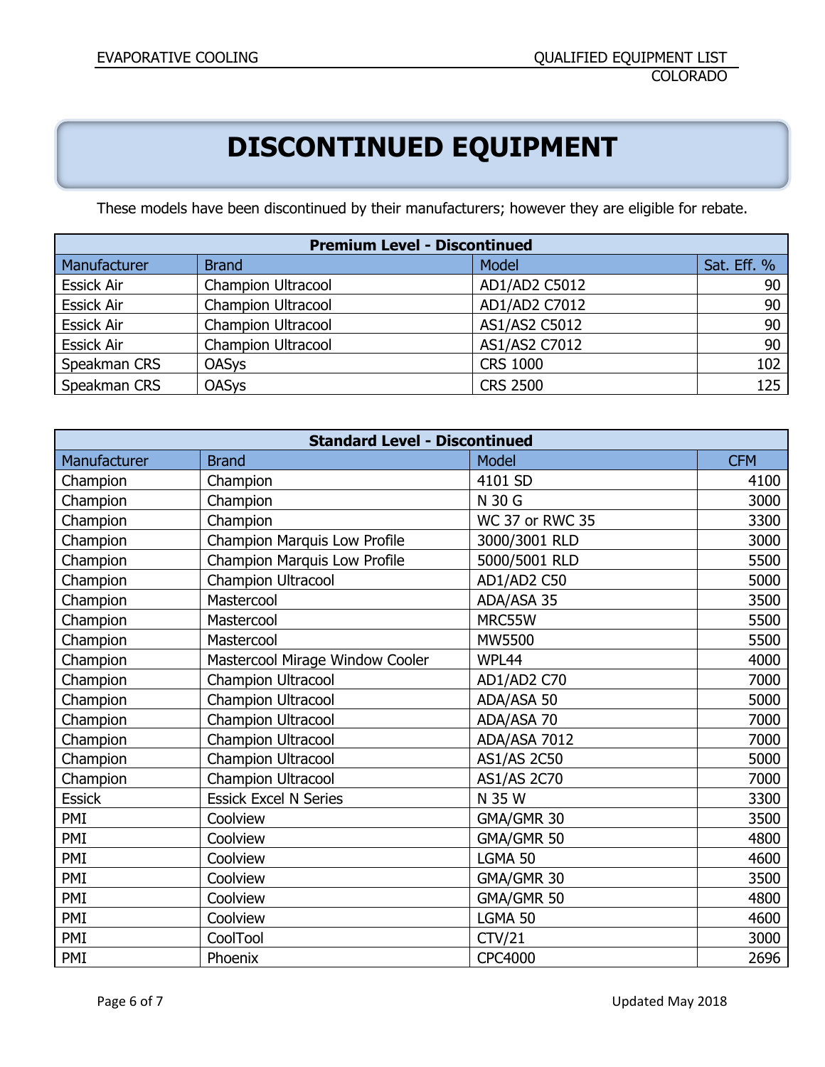# DISCONTINUED EQUIPMENT

These models have been discontinued by their manufacturers; however they are eligible for rebate.

| Premium Level - Discontinued | | | |
|---|---|---|---|
| Manufacturer | Brand | Model | Sat. Eff. % |
| Essick Air | Champion Ultracool | AD1/AD2 C5012 | 90 |
| Essick Air | Champion Ultracool | AD1/AD2 C7012 | 90 |
| Essick Air | Champion Ultracool | AS1/AS2 C5012 | 90 |
| Essick Air | Champion Ultracool | AS1/AS2 C7012 | 90 |
| Speakman CRS | OASys | CRS 1000 | 102 |
| Speakman CRS | OASys | CRS 2500 | 125 |

| Standard Level - Discontinued | | | |
|---|---|---|---|
| Manufacturer | Brand | Model | CFM |
| Champion | Champion | 4101 SD | 4100 |
| Champion | Champion | N 30 G | 3000 |
| Champion | Champion | WC 37 or RWC 35 | 3300 |
| Champion | Champion Marquis Low Profile | 3000/3001 RLD | 3000 |
| Champion | Champion Marquis Low Profile | 5000/5001 RLD | 5500 |
| Champion | Champion Ultracool | AD1/AD2 C50 | 5000 |
| Champion | Mastercool | ADA/ASA 35 | 3500 |
| Champion | Mastercool | MRC55W | 5500 |
| Champion | Mastercool | MW5500 | 5500 |
| Champion | Mastercool Mirage Window Cooler | WPL44 | 4000 |
| Champion | Champion Ultracool | AD1/AD2 C70 | 7000 |
| Champion | Champion Ultracool | ADA/ASA 50 | 5000 |
| Champion | Champion Ultracool | ADA/ASA 70 | 7000 |
| Champion | Champion Ultracool | ADA/ASA 7012 | 7000 |
| Champion | Champion Ultracool | AS1/AS 2C50 | 5000 |
| Champion | Champion Ultracool | AS1/AS 2C70 | 7000 |
| Essick | Essick Excel N Series | N 35 W | 3300 |
| PMI | Coolview | GMA/GMR 30 | 3500 |
| PMI | Coolview | GMA/GMR 50 | 4800 |
| PMI | Coolview | LGMA 50 | 4600 |
| PMI | Coolview | GMA/GMR 30 | 3500 |
| PMI | Coolview | GMA/GMR 50 | 4800 |
| PMI | Coolview | LGMA 50 | 4600 |
| PMI | CoolTool | CTV/21 | 3000 |
| PMI | Phoenix | CPC4000 | 2696 |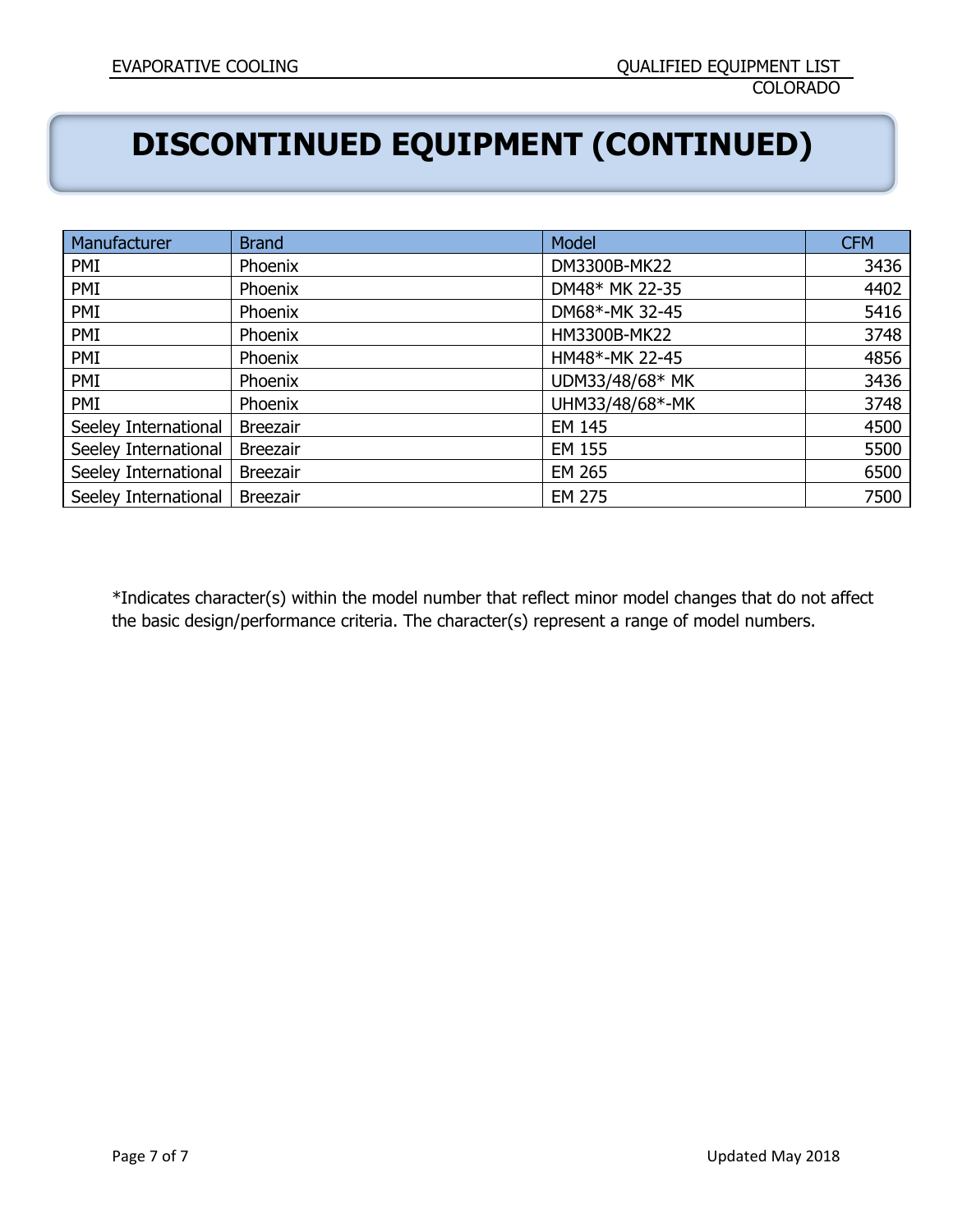# DISCONTINUED EQUIPMENT (CONTINUED)

| Manufacturer | Brand | Model | CFM |
|---|---|---|---|
| PMI | Phoenix | DM3300B-MK22 | 3436 |
| PMI | Phoenix | DM48* MK 22-35 | 4402 |
| PMI | Phoenix | DM68*-MK 32-45 | 5416 |
| PMI | Phoenix | HM3300B-MK22 | 3748 |
| PMI | Phoenix | HM48*-MK 22-45 | 4856 |
| PMI | Phoenix | UDM33/48/68* MK | 3436 |
| PMI | Phoenix | UHM33/48/68*-MK | 3748 |
| Seeley International | Breezair | EM 145 | 4500 |
| Seeley International | Breezair | EM 155 | 5500 |
| Seeley International | Breezair | EM 265 | 6500 |
| Seeley International | Breezair | EM 275 | 7500 |

*Indicates character(s) within the model number that reflect minor model changes that do not affect the basic design/performance criteria. The character(s) represent a range of model numbers.